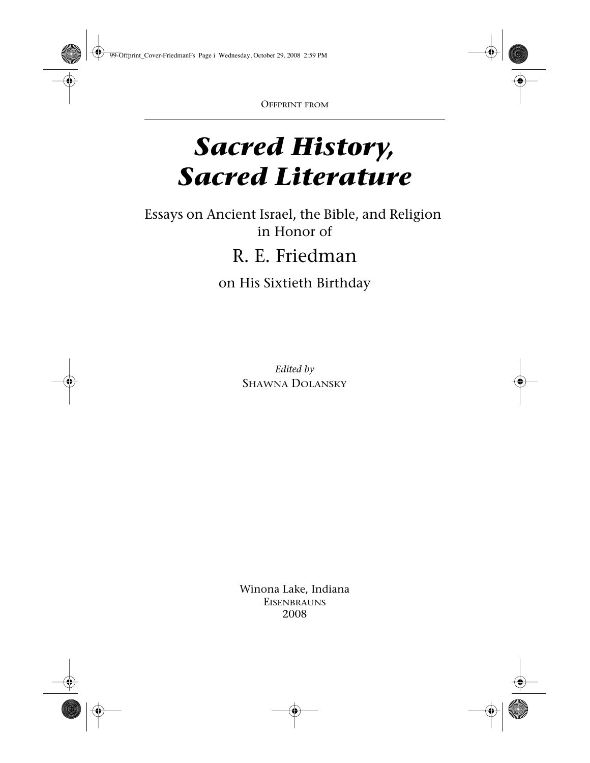Offprint from

# *Sacred History, Sacred Literature*

Essays on Ancient Israel, the Bible, and Religion in Honor of

## R. E. Friedman

on His Sixtieth Birthday

*Edited by*
Shawna Dolansky

Winona Lake, Indiana
Eisenbrauns
2008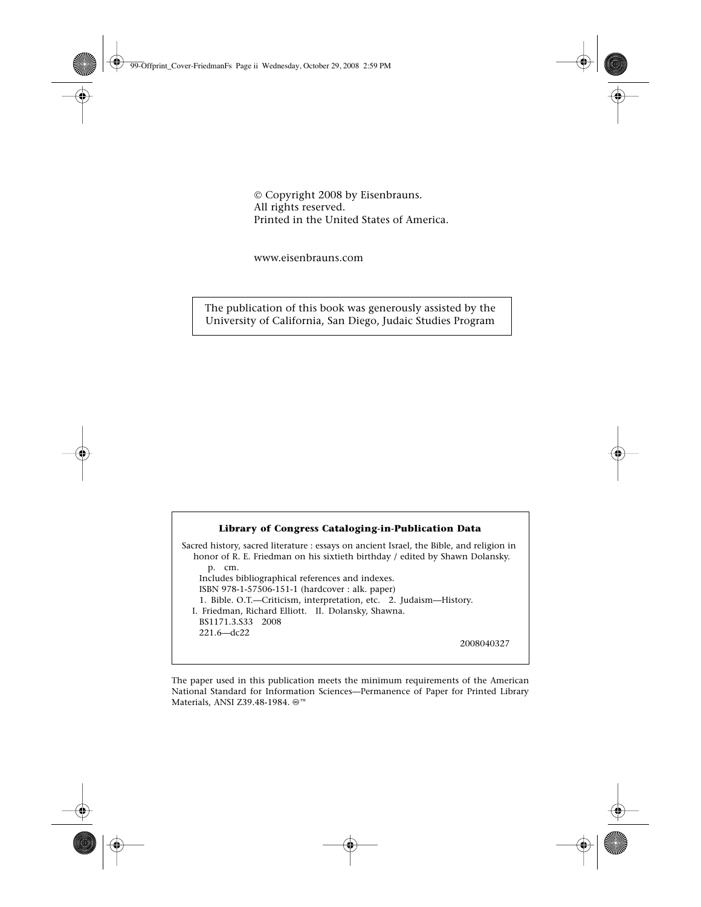© Copyright 2008 by Eisenbrauns.
All rights reserved.
Printed in the United States of America.

www.eisenbrauns.com

The publication of this book was generously assisted by the University of California, San Diego, Judaic Studies Program

**Library of Congress Cataloging-in-Publication Data**

Sacred history, sacred literature : essays on ancient Israel, the Bible, and religion in honor of R. E. Friedman on his sixtieth birthday / edited by Shawn Dolansky.
p. cm.
Includes bibliographical references and indexes.
ISBN 978-1-57506-151-1 (hardcover : alk. paper)
1. Bible. O.T.—Criticism, interpretation, etc. 2. Judaism—History.
I. Friedman, Richard Elliott. II. Dolansky, Shawna.
BS1171.3.S33 2008
221.6—dc22

2008040327

The paper used in this publication meets the minimum requirements of the American National Standard for Information Sciences—Permanence of Paper for Printed Library Materials, ANSI Z39.48-1984. ♾™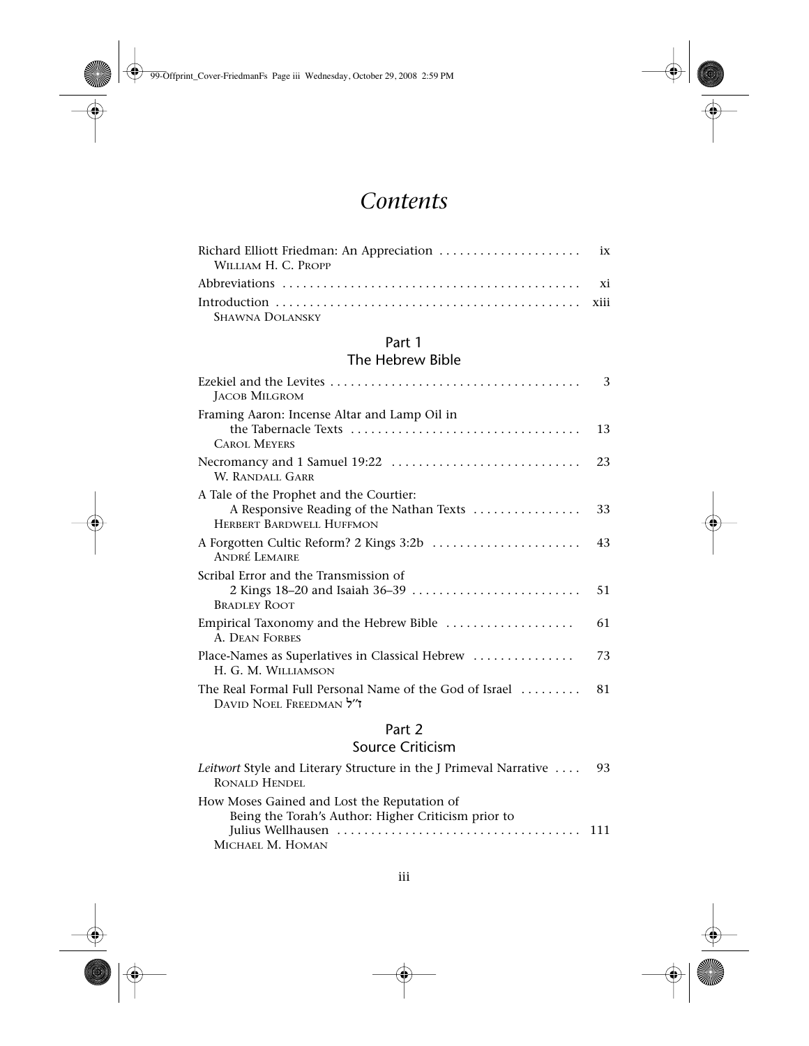# Contents

Richard Elliott Friedman: An Appreciation . . . . . . . . . . . . . . . . . . . . . ix
WILLIAM H. C. PROPP

Abbreviations . . . . . . . . . . . . . . . . . . . . . . . . . . . . . . . . . . . . . . . . . . . xi

Introduction . . . . . . . . . . . . . . . . . . . . . . . . . . . . . . . . . . . . . . . . . . . xiii
SHAWNA DOLANSKY

## Part 1
## The Hebrew Bible

Ezekiel and the Levites . . . . . . . . . . . . . . . . . . . . . . . . . . . . . . . . . . . . 3
JACOB MILGROM

Framing Aaron: Incense Altar and Lamp Oil in the Tabernacle Texts . . . . . . . . . . . . . . . . . . . . . . . . . . . . . . . . . 13
CAROL MEYERS

Necromancy and 1 Samuel 19:22 . . . . . . . . . . . . . . . . . . . . . . . . . . . 23
W. RANDALL GARR

A Tale of the Prophet and the Courtier: A Responsive Reading of the Nathan Texts . . . . . . . . . . . . . . . . 33
HERBERT BARDWELL HUFFMON

A Forgotten Cultic Reform? 2 Kings 3:2b . . . . . . . . . . . . . . . . . . . . . 43
ANDRÉ LEMAIRE

Scribal Error and the Transmission of 2 Kings 18–20 and Isaiah 36–39 . . . . . . . . . . . . . . . . . . . . . . . . . 51
BRADLEY ROOT

Empirical Taxonomy and the Hebrew Bible . . . . . . . . . . . . . . . . . . 61
A. DEAN FORBES

Place-Names as Superlatives in Classical Hebrew . . . . . . . . . . . . . . . 73
H. G. M. WILLIAMSON

The Real Formal Full Personal Name of the God of Israel . . . . . . . . . 81
DAVID NOEL FREEDMAN ז״ל

## Part 2
## Source Criticism

*Leitwort* Style and Literary Structure in the J Primeval Narrative . . . . 93
RONALD HENDEL

How Moses Gained and Lost the Reputation of Being the Torah's Author: Higher Criticism prior to Julius Wellhausen . . . . . . . . . . . . . . . . . . . . . . . . . . . . . . . . . . . 111
MICHAEL M. HOMAN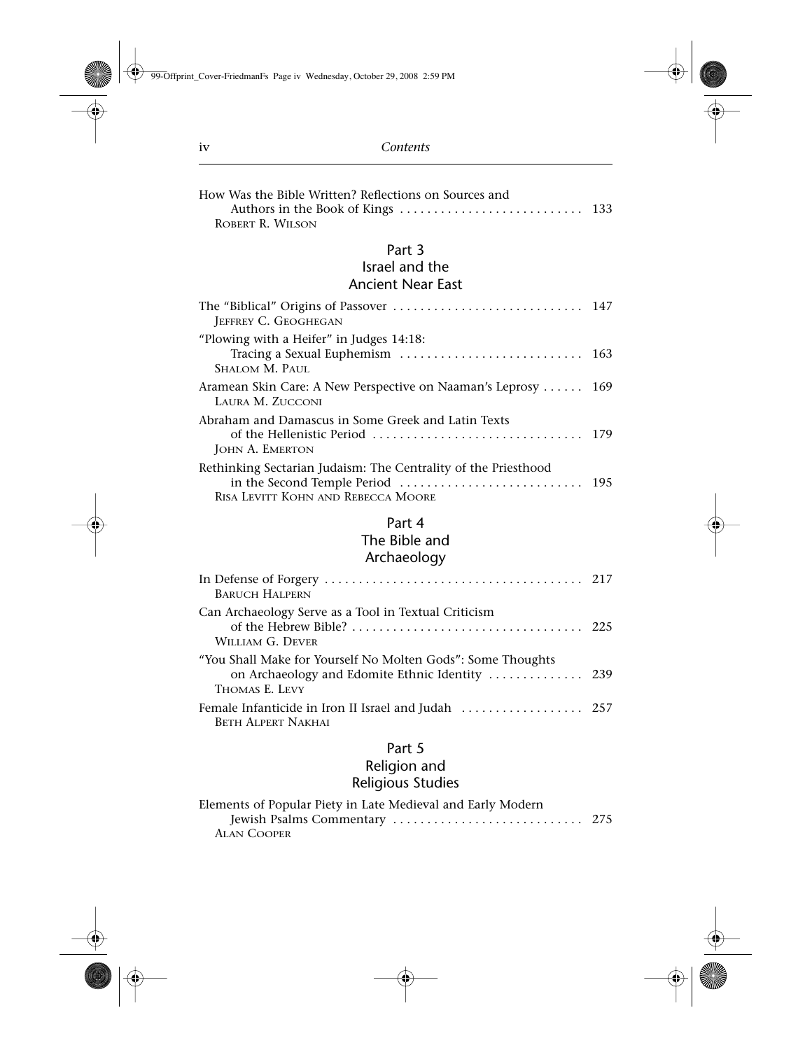How Was the Bible Written? Reflections on Sources and Authors in the Book of Kings . . . . . . . . . . . . . . . . . . . . . . . . . . . 133
ROBERT R. WILSON

## Part 3
## Israel and the Ancient Near East

The "Biblical" Origins of Passover . . . . . . . . . . . . . . . . . . . . . . . . . . . . 147
JEFFREY C. GEOGHEGAN

"Plowing with a Heifer" in Judges 14:18: Tracing a Sexual Euphemism . . . . . . . . . . . . . . . . . . . . . . . . . . . 163
SHALOM M. PAUL

Aramean Skin Care: A New Perspective on Naaman's Leprosy . . . . . . 169
LAURA M. ZUCCONI

Abraham and Damascus in Some Greek and Latin Texts of the Hellenistic Period . . . . . . . . . . . . . . . . . . . . . . . . . . . . . . . 179
JOHN A. EMERTON

Rethinking Sectarian Judaism: The Centrality of the Priesthood in the Second Temple Period . . . . . . . . . . . . . . . . . . . . . . . . . . . 195
RISA LEVITT KOHN AND REBECCA MOORE

## Part 4
## The Bible and Archaeology

In Defense of Forgery . . . . . . . . . . . . . . . . . . . . . . . . . . . . . . . . . . . . . . 217
BARUCH HALPERN

Can Archaeology Serve as a Tool in Textual Criticism of the Hebrew Bible? . . . . . . . . . . . . . . . . . . . . . . . . . . . . . . . . . . 225
WILLIAM G. DEVER

"You Shall Make for Yourself No Molten Gods": Some Thoughts on Archaeology and Edomite Ethnic Identity . . . . . . . . . . . . . . 239
THOMAS E. LEVY

Female Infanticide in Iron II Israel and Judah . . . . . . . . . . . . . . . . . . 257
BETH ALPERT NAKHAI

## Part 5
## Religion and Religious Studies

Elements of Popular Piety in Late Medieval and Early Modern Jewish Psalms Commentary . . . . . . . . . . . . . . . . . . . . . . . . . . . . 275
ALAN COOPER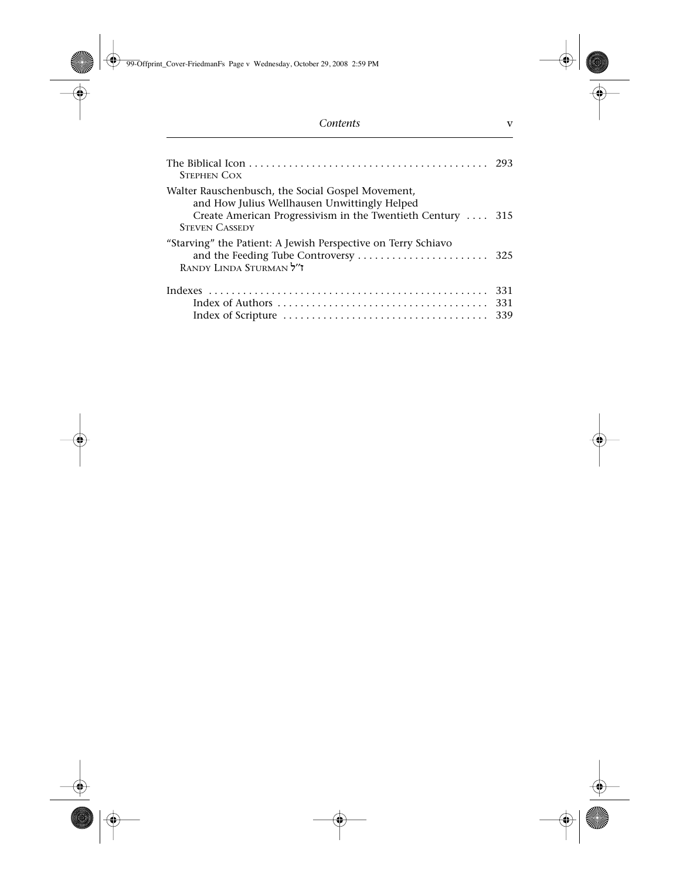The Biblical Icon . . . . . . . . . . . . . . . . . . . . . . . . . . . . . . . . . . . . . . . . . . 293
STEPHEN COX

Walter Rauschenbusch, the Social Gospel Movement, and How Julius Wellhausen Unwittingly Helped Create American Progressivism in the Twentieth Century . . . . 315
STEVEN CASSEDY

"Starving" the Patient: A Jewish Perspective on Terry Schiavo and the Feeding Tube Controversy . . . . . . . . . . . . . . . . . . . . . . . 325
RANDY LINDA STURMAN ז״ל

Indexes . . . . . . . . . . . . . . . . . . . . . . . . . . . . . . . . . . . . . . . . . . . . . . . . . 331
- Index of Authors . . . . . . . . . . . . . . . . . . . . . . . . . . . . . . . . . . . . . 331
- Index of Scripture . . . . . . . . . . . . . . . . . . . . . . . . . . . . . . . . . . . . 339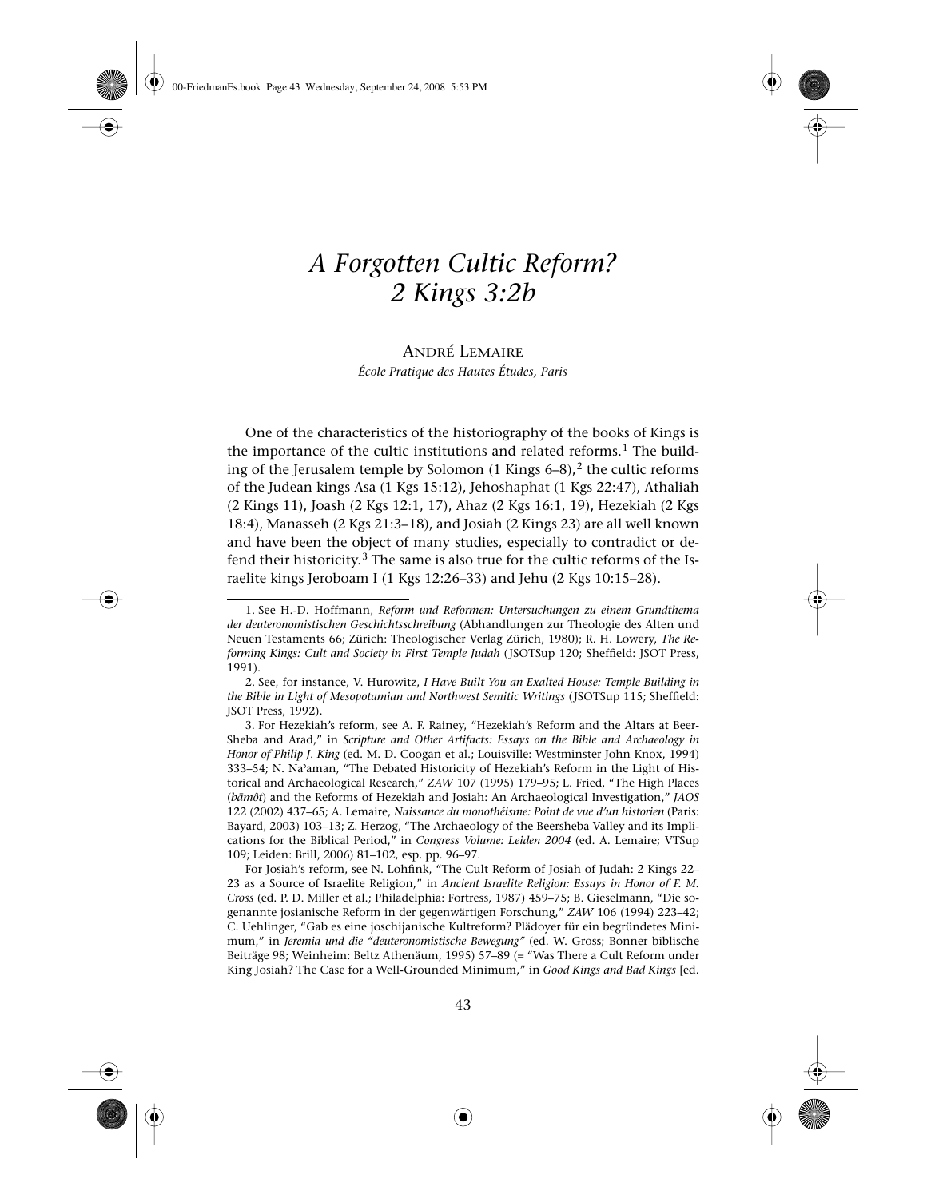# *A Forgotten Cultic Reform? 2 Kings 3:2b*

André Lemaire

*École Pratique des Hautes Études, Paris*

One of the characteristics of the historiography of the books of Kings is the importance of the cultic institutions and related reforms.[1] The building of the Jerusalem temple by Solomon (1 Kings 6–8),[2] the cultic reforms of the Judean kings Asa (1 Kgs 15:12), Jehoshaphat (1 Kgs 22:47), Athaliah (2 Kings 11), Joash (2 Kgs 12:1, 17), Ahaz (2 Kgs 16:1, 19), Hezekiah (2 Kgs 18:4), Manasseh (2 Kgs 21:3–18), and Josiah (2 Kings 23) are all well known and have been the object of many studies, especially to contradict or defend their historicity.[3] The same is also true for the cultic reforms of the Israelite kings Jeroboam I (1 Kgs 12:26–33) and Jehu (2 Kgs 10:15–28).

1. See H.-D. Hoffmann, *Reform und Reformen: Untersuchungen zu einem Grundthema der deuteronomistischen Geschichtsschreibung* (Abhandlungen zur Theologie des Alten und Neuen Testaments 66; Zürich: Theologischer Verlag Zürich, 1980); R. H. Lowery, *The Reforming Kings: Cult and Society in First Temple Judah* (JSOTSup 120; Sheffield: JSOT Press, 1991).

2. See, for instance, V. Hurowitz, *I Have Built You an Exalted House: Temple Building in the Bible in Light of Mesopotamian and Northwest Semitic Writings* (JSOTSup 115; Sheffield: JSOT Press, 1992).

3. For Hezekiah's reform, see A. F. Rainey, "Hezekiah's Reform and the Altars at Beer-Sheba and Arad," in *Scripture and Other Artifacts: Essays on the Bible and Archaeology in Honor of Philip J. King* (ed. M. D. Coogan et al.; Louisville: Westminster John Knox, 1994) 333–54; N. Na'aman, "The Debated Historicity of Hezekiah's Reform in the Light of Historical and Archaeological Research," *ZAW* 107 (1995) 179–95; L. Fried, "The High Places (*bāmôt*) and the Reforms of Hezekiah and Josiah: An Archaeological Investigation," *JAOS* 122 (2002) 437–65; A. Lemaire, *Naissance du monothéisme: Point de vue d'un historien* (Paris: Bayard, 2003) 103–13; Z. Herzog, "The Archaeology of the Beersheba Valley and its Implications for the Biblical Period," in *Congress Volume: Leiden 2004* (ed. A. Lemaire; VTSup 109; Leiden: Brill, 2006) 81–102, esp. pp. 96–97.

For Josiah's reform, see N. Lohfink, "The Cult Reform of Josiah of Judah: 2 Kings 22–23 as a Source of Israelite Religion," in *Ancient Israelite Religion: Essays in Honor of F. M. Cross* (ed. P. D. Miller et al.; Philadelphia: Fortress, 1987) 459–75; B. Gieselmann, "Die sogenannte josianische Reform in der gegenwärtigen Forschung," *ZAW* 106 (1994) 223–42; C. Uehlinger, "Gab es eine joschijanische Kultreform? Plädoyer für ein begründetes Minimum," in *Jeremia und die "deuteronomistische Bewegung"* (ed. W. Gross; Bonner biblische Beiträge 98; Weinheim: Beltz Athenäum, 1995) 57–89 (= "Was There a Cult Reform under King Josiah? The Case for a Well-Grounded Minimum," in *Good Kings and Bad Kings* [ed.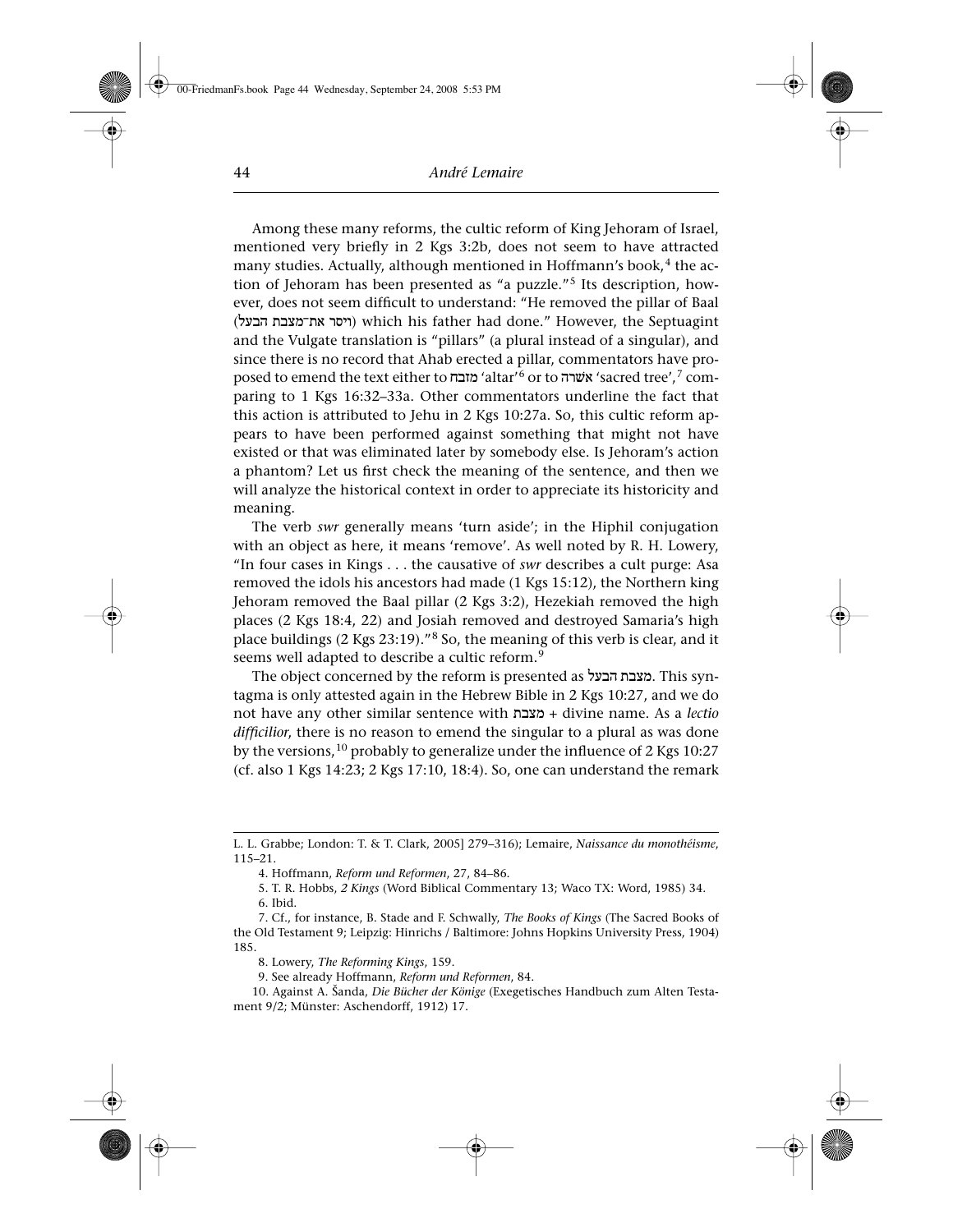Among these many reforms, the cultic reform of King Jehoram of Israel, mentioned very briefly in 2 Kgs 3:2b, does not seem to have attracted many studies. Actually, although mentioned in Hoffmann's book,[4] the action of Jehoram has been presented as "a puzzle."[5] Its description, however, does not seem difficult to understand: "He removed the pillar of Baal (ויסר את־מצבת הבעל) which his father had done." However, the Septuagint and the Vulgate translation is "pillars" (a plural instead of a singular), and since there is no record that Ahab erected a pillar, commentators have proposed to emend the text either to מזבח 'altar'[6] or to אשרה 'sacred tree',[7] comparing to 1 Kgs 16:32–33a. Other commentators underline the fact that this action is attributed to Jehu in 2 Kgs 10:27a. So, this cultic reform appears to have been performed against something that might not have existed or that was eliminated later by somebody else. Is Jehoram's action a phantom? Let us first check the meaning of the sentence, and then we will analyze the historical context in order to appreciate its historicity and meaning.

The verb *swr* generally means 'turn aside'; in the Hiphil conjugation with an object as here, it means 'remove'. As well noted by R. H. Lowery, "In four cases in Kings . . . the causative of *swr* describes a cult purge: Asa removed the idols his ancestors had made (1 Kgs 15:12), the Northern king Jehoram removed the Baal pillar (2 Kgs 3:2), Hezekiah removed the high places (2 Kgs 18:4, 22) and Josiah removed and destroyed Samaria's high place buildings (2 Kgs 23:19)."[8] So, the meaning of this verb is clear, and it seems well adapted to describe a cultic reform.[9]

The object concerned by the reform is presented as מצבת הבעל. This syntagma is only attested again in the Hebrew Bible in 2 Kgs 10:27, and we do not have any other similar sentence with מצבת + divine name. As a *lectio difficilior*, there is no reason to emend the singular to a plural as was done by the versions,[10] probably to generalize under the influence of 2 Kgs 10:27 (cf. also 1 Kgs 14:23; 2 Kgs 17:10, 18:4). So, one can understand the remark

---

L. L. Grabbe; London: T. & T. Clark, 2005] 279–316); Lemaire, *Naissance du monothéisme*, 115–21.

4. Hoffmann, *Reform und Reformen*, 27, 84–86.

5. T. R. Hobbs, *2 Kings* (Word Biblical Commentary 13; Waco TX: Word, 1985) 34.

6. Ibid.

7. Cf., for instance, B. Stade and F. Schwally, *The Books of Kings* (The Sacred Books of the Old Testament 9; Leipzig: Hinrichs / Baltimore: Johns Hopkins University Press, 1904) 185.

8. Lowery, *The Reforming Kings*, 159.

9. See already Hoffmann, *Reform und Reformen*, 84.

10. Against A. Šanda, *Die Bücher der Könige* (Exegetisches Handbuch zum Alten Testament 9/2; Münster: Aschendorff, 1912) 17.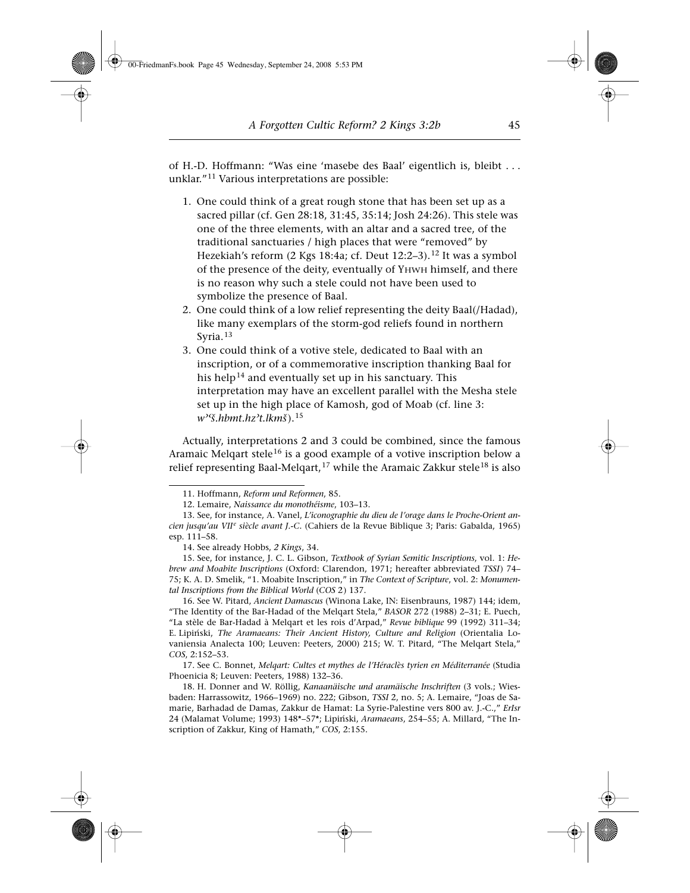of H.-D. Hoffmann: "Was eine 'masebe des Baal' eigentlich is, bleibt . . . unklar."[11] Various interpretations are possible:

1. One could think of a great rough stone that has been set up as a sacred pillar (cf. Gen 28:18, 31:45, 35:14; Josh 24:26). This stele was one of the three elements, with an altar and a sacred tree, of the traditional sanctuaries / high places that were "removed" by Hezekiah's reform (2 Kgs 18:4a; cf. Deut 12:2–3).[12] It was a symbol of the presence of the deity, eventually of YHWH himself, and there is no reason why such a stele could not have been used to symbolize the presence of Baal.
2. One could think of a low relief representing the deity Baal(/Hadad), like many exemplars of the storm-god reliefs found in northern Syria.[13]
3. One could think of a votive stele, dedicated to Baal with an inscription, or of a commemorative inscription thanking Baal for his help[14] and eventually set up in his sanctuary. This interpretation may have an excellent parallel with the Mesha stele set up in the high place of Kamosh, god of Moab (cf. line 3: *wʾʿš.hbmt.hzʾt.lkmš*).[15]

Actually, interpretations 2 and 3 could be combined, since the famous Aramaic Melqart stele[16] is a good example of a votive inscription below a relief representing Baal-Melqart,[17] while the Aramaic Zakkur stele[18] is also

11. Hoffmann, *Reform und Reformen*, 85.

12. Lemaire, *Naissance du monothéisme*, 103–13.

13. See, for instance, A. Vanel, *L'iconographie du dieu de l'orage dans le Proche-Orient ancien jusqu'au VIIe siècle avant J.-C.* (Cahiers de la Revue Biblique 3; Paris: Gabalda, 1965) esp. 111–58.

14. See already Hobbs, *2 Kings*, 34.

15. See, for instance, J. C. L. Gibson, *Textbook of Syrian Semitic Inscriptions*, vol. 1: *Hebrew and Moabite Inscriptions* (Oxford: Clarendon, 1971; hereafter abbreviated *TSSI*) 74–75; K. A. D. Smelik, "1. Moabite Inscription," in *The Context of Scripture*, vol. 2: *Monumental Inscriptions from the Biblical World* (*COS* 2) 137.

16. See W. Pitard, *Ancient Damascus* (Winona Lake, IN: Eisenbrauns, 1987) 144; idem, "The Identity of the Bar-Hadad of the Melqart Stela," *BASOR* 272 (1988) 2–31; E. Puech, "La stèle de Bar-Hadad à Melqart et les rois d'Arpad," *Revue biblique* 99 (1992) 311–34; E. Lipiński, *The Aramaeans: Their Ancient History, Culture and Religion* (Orientalia Lovaniensia Analecta 100; Leuven: Peeters, 2000) 215; W. T. Pitard, "The Melqart Stela," *COS*, 2:152–53.

17. See C. Bonnet, *Melqart: Cultes et mythes de l'Héraclès tyrien en Méditerranée* (Studia Phoenicia 8; Leuven: Peeters, 1988) 132–36.

18. H. Donner and W. Röllig, *Kanaanäische und aramäische Inschriften* (3 vols.; Wiesbaden: Harrassowitz, 1966–1969) no. 222; Gibson, *TSSI* 2, no. 5; A. Lemaire, "Joas de Samarie, Barhadad de Damas, Zakkur de Hamat: La Syrie-Palestine vers 800 av. J.-C.," *ErIsr* 24 (Malamat Volume; 1993) 148*–57*; Lipiński, *Aramaeans*, 254–55; A. Millard, "The Inscription of Zakkur, King of Hamath," *COS*, 2:155.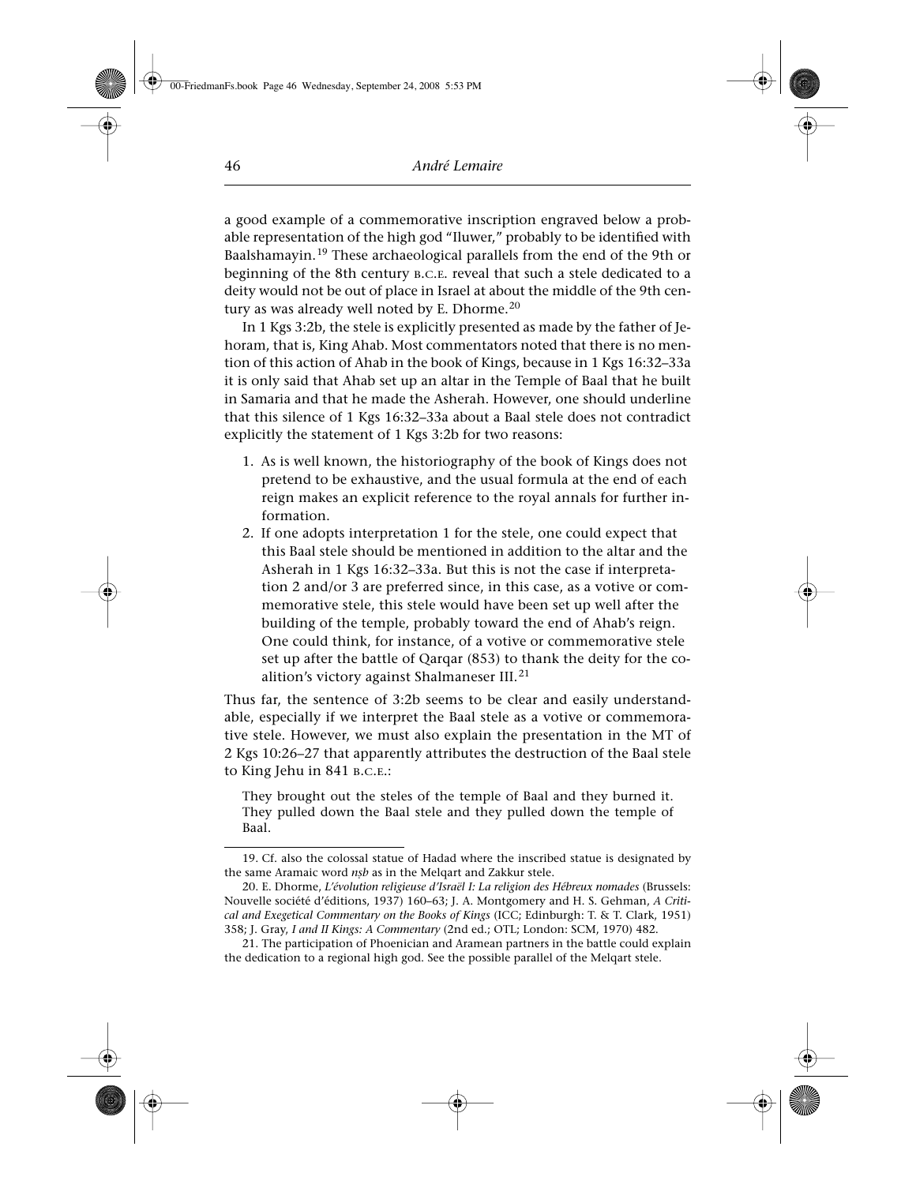a good example of a commemorative inscription engraved below a probable representation of the high god "Iluwer," probably to be identified with Baalshamayin.[19] These archaeological parallels from the end of the 9th or beginning of the 8th century B.C.E. reveal that such a stele dedicated to a deity would not be out of place in Israel at about the middle of the 9th century as was already well noted by E. Dhorme.[20]

In 1 Kgs 3:2b, the stele is explicitly presented as made by the father of Jehoram, that is, King Ahab. Most commentators noted that there is no mention of this action of Ahab in the book of Kings, because in 1 Kgs 16:32–33a it is only said that Ahab set up an altar in the Temple of Baal that he built in Samaria and that he made the Asherah. However, one should underline that this silence of 1 Kgs 16:32–33a about a Baal stele does not contradict explicitly the statement of 1 Kgs 3:2b for two reasons:

1. As is well known, the historiography of the book of Kings does not pretend to be exhaustive, and the usual formula at the end of each reign makes an explicit reference to the royal annals for further information.
2. If one adopts interpretation 1 for the stele, one could expect that this Baal stele should be mentioned in addition to the altar and the Asherah in 1 Kgs 16:32–33a. But this is not the case if interpretation 2 and/or 3 are preferred since, in this case, as a votive or commemorative stele, this stele would have been set up well after the building of the temple, probably toward the end of Ahab's reign. One could think, for instance, of a votive or commemorative stele set up after the battle of Qarqar (853) to thank the deity for the coalition's victory against Shalmaneser III.[21]

Thus far, the sentence of 3:2b seems to be clear and easily understandable, especially if we interpret the Baal stele as a votive or commemorative stele. However, we must also explain the presentation in the MT of 2 Kgs 10:26–27 that apparently attributes the destruction of the Baal stele to King Jehu in 841 B.C.E.:

> They brought out the steles of the temple of Baal and they burned it. They pulled down the Baal stele and they pulled down the temple of Baal.

---

19. Cf. also the colossal statue of Hadad where the inscribed statue is designated by the same Aramaic word *nṣb* as in the Melqart and Zakkur stele.

20. E. Dhorme, *L'évolution religieuse d'Israël I: La religion des Hébreux nomades* (Brussels: Nouvelle société d'éditions, 1937) 160–63; J. A. Montgomery and H. S. Gehman, *A Critical and Exegetical Commentary on the Books of Kings* (ICC; Edinburgh: T. & T. Clark, 1951) 358; J. Gray, *I and II Kings: A Commentary* (2nd ed.; OTL; London: SCM, 1970) 482.

21. The participation of Phoenician and Aramean partners in the battle could explain the dedication to a regional high god. See the possible parallel of the Melqart stele.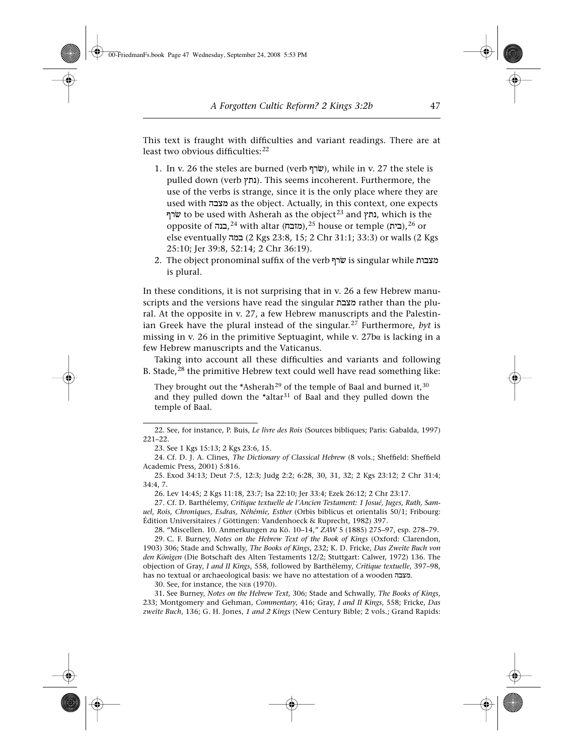This text is fraught with difficulties and variant readings. There are at least two obvious difficulties:[22]

1. In v. 26 the steles are burned (verb שׂרף), while in v. 27 the stele is pulled down (verb נתץ). This seems incoherent. Furthermore, the use of the verbs is strange, since it is the only place where they are used with מצבה as the object. Actually, in this context, one expects שׂרף to be used with Asherah as the object[23] and נתץ, which is the opposite of בנה,[24] with altar (מזבח),[25] house or temple (בית),[26] or else eventually במה (2 Kgs 23:8, 15; 2 Chr 31:1; 33:3) or walls (2 Kgs 25:10; Jer 39:8, 52:14; 2 Chr 36:19).
2. The object pronominal suffix of the verb שׂרף is singular while מצבות is plural.

In these conditions, it is not surprising that in v. 26 a few Hebrew manuscripts and the versions have read the singular מצבת rather than the plural. At the opposite in v. 27, a few Hebrew manuscripts and the Palestinian Greek have the plural instead of the singular.[27] Furthermore, *byt* is missing in v. 26 in the primitive Septuagint, while v. 27bα is lacking in a few Hebrew manuscripts and the Vaticanus.

Taking into account all these difficulties and variants and following B. Stade,[28] the primitive Hebrew text could well have read something like:

> They brought out the *Asherah[29] of the temple of Baal and burned it,[30] and they pulled down the *altar[31] of Baal and they pulled down the temple of Baal.

---

22. See, for instance, P. Buis, *Le livre des Rois* (Sources bibliques; Paris: Gabalda, 1997) 221–22.

23. See 1 Kgs 15:13; 2 Kgs 23:6, 15.

24. Cf. D. J. A. Clines, *The Dictionary of Classical Hebrew* (8 vols.; Sheffield: Sheffield Academic Press, 2001) 5:816.

25. Exod 34:13; Deut 7:5, 12:3; Judg 2:2; 6:28, 30, 31, 32; 2 Kgs 23:12; 2 Chr 31:4; 34:4, 7.

26. Lev 14:45; 2 Kgs 11:18, 23:7; Isa 22:10; Jer 33:4; Ezek 26:12; 2 Chr 23:17.

27. Cf. D. Barthélemy, *Critique textuelle de l'Ancien Testament: 1 Josué, Juges, Ruth, Samuel, Rois, Chroniques, Esdras, Néhémie, Esther* (Orbis biblicus et orientalis 50/1; Fribourg: Édition Universitaires / Göttingen: Vandenhoeck & Ruprecht, 1982) 397.

28. "Miscellen. 10. Anmerkungen zu Kö. 10–14," *ZAW* 5 (1885) 275–97, esp. 278–79.

29. C. F. Burney, *Notes on the Hebrew Text of the Book of Kings* (Oxford: Clarendon, 1903) 306; Stade and Schwally, *The Books of Kings*, 232; K. D. Fricke, *Das Zweite Buch von den Königen* (Die Botschaft des Alten Testaments 12/2; Stuttgart: Calwer, 1972) 136. The objection of Gray, *I and II Kings*, 558, followed by Barthélemy, *Critique textuelle*, 397–98, has no textual or archaeological basis: we have no attestation of a wooden מצבה.

30. See, for instance, the NEB (1970).

31. See Burney, *Notes on the Hebrew Text*, 306; Stade and Schwally, *The Books of Kings*, 233; Montgomery and Gehman, *Commentary*, 416; Gray, *I and II Kings*, 558; Fricke, *Das zweite Buch*, 136; G. H. Jones, *1 and 2 Kings* (New Century Bible; 2 vols.; Grand Rapids: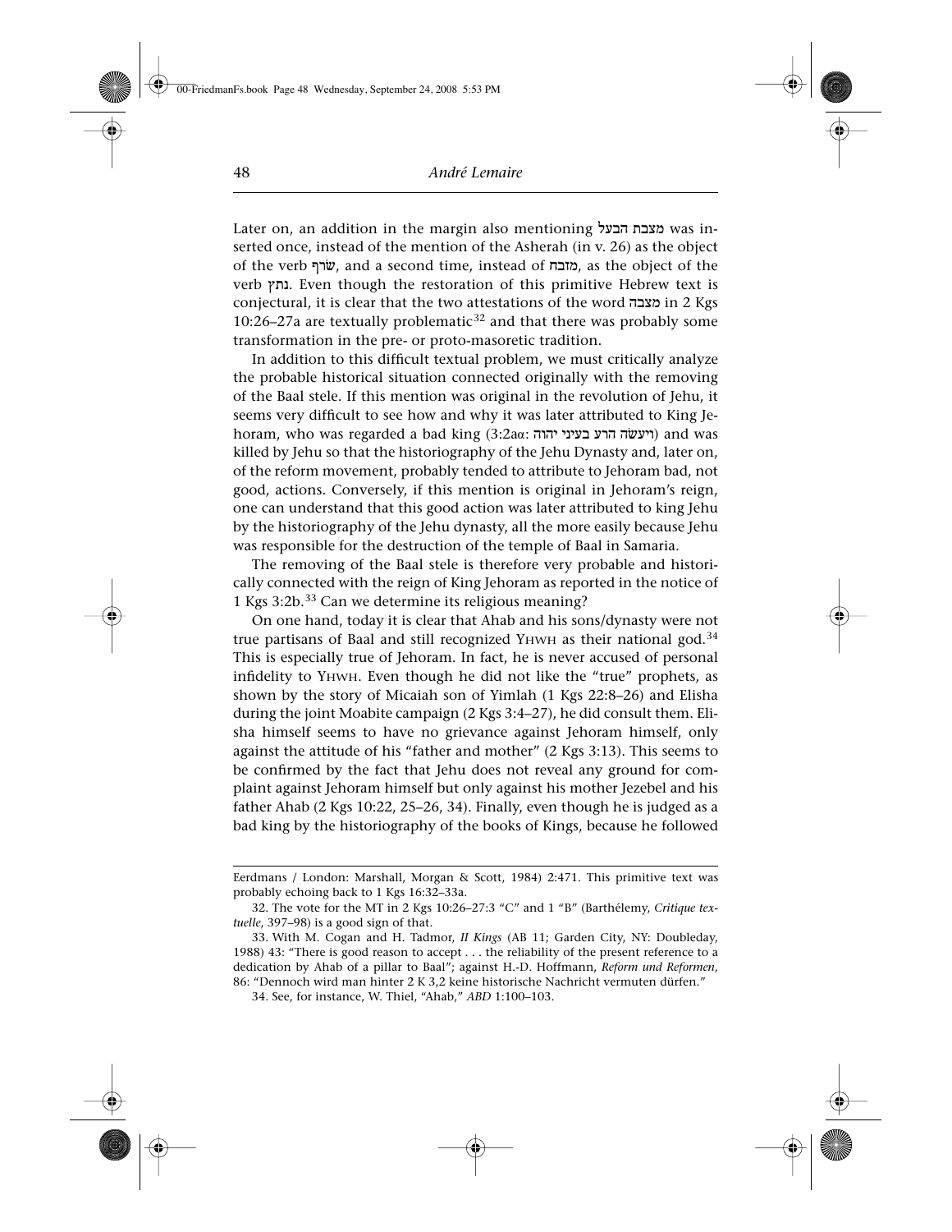Later on, an addition in the margin also mentioning מצבת הבעל was inserted once, instead of the mention of the Asherah (in v. 26) as the object of the verb שׂרף, and a second time, instead of מזבח, as the object of the verb נתץ. Even though the restoration of this primitive Hebrew text is conjectural, it is clear that the two attestations of the word מצבה in 2 Kgs 10:26–27a are textually problematic[32] and that there was probably some transformation in the pre- or proto-masoretic tradition.

In addition to this difficult textual problem, we must critically analyze the probable historical situation connected originally with the removing of the Baal stele. If this mention was original in the revolution of Jehu, it seems very difficult to see how and why it was later attributed to King Jehoram, who was regarded a bad king (3:2aα: ויעשׂה הרע בעיני יהוה) and was killed by Jehu so that the historiography of the Jehu Dynasty and, later on, of the reform movement, probably tended to attribute to Jehoram bad, not good, actions. Conversely, if this mention is original in Jehoram's reign, one can understand that this good action was later attributed to king Jehu by the historiography of the Jehu dynasty, all the more easily because Jehu was responsible for the destruction of the temple of Baal in Samaria.

The removing of the Baal stele is therefore very probable and historically connected with the reign of King Jehoram as reported in the notice of 1 Kgs 3:2b.[33] Can we determine its religious meaning?

On one hand, today it is clear that Ahab and his sons/dynasty were not true partisans of Baal and still recognized YHWH as their national god.[34] This is especially true of Jehoram. In fact, he is never accused of personal infidelity to YHWH. Even though he did not like the "true" prophets, as shown by the story of Micaiah son of Yimlah (1 Kgs 22:8–26) and Elisha during the joint Moabite campaign (2 Kgs 3:4–27), he did consult them. Elisha himself seems to have no grievance against Jehoram himself, only against the attitude of his "father and mother" (2 Kgs 3:13). This seems to be confirmed by the fact that Jehu does not reveal any ground for complaint against Jehoram himself but only against his mother Jezebel and his father Ahab (2 Kgs 10:22, 25–26, 34). Finally, even though he is judged as a bad king by the historiography of the books of Kings, because he followed

---

Eerdmans / London: Marshall, Morgan & Scott, 1984) 2:471. This primitive text was probably echoing back to 1 Kgs 16:32–33a.

32. The vote for the MT in 2 Kgs 10:26–27:3 "C" and 1 "B" (Barthélemy, *Critique textuelle*, 397–98) is a good sign of that.

33. With M. Cogan and H. Tadmor, *II Kings* (AB 11; Garden City, NY: Doubleday, 1988) 43: "There is good reason to accept . . . the reliability of the present reference to a dedication by Ahab of a pillar to Baal"; against H.-D. Hoffmann, *Reform und Reformen*, 86: "Dennoch wird man hinter 2 K 3,2 keine historische Nachricht vermuten dürfen."

34. See, for instance, W. Thiel, "Ahab," *ABD* 1:100–103.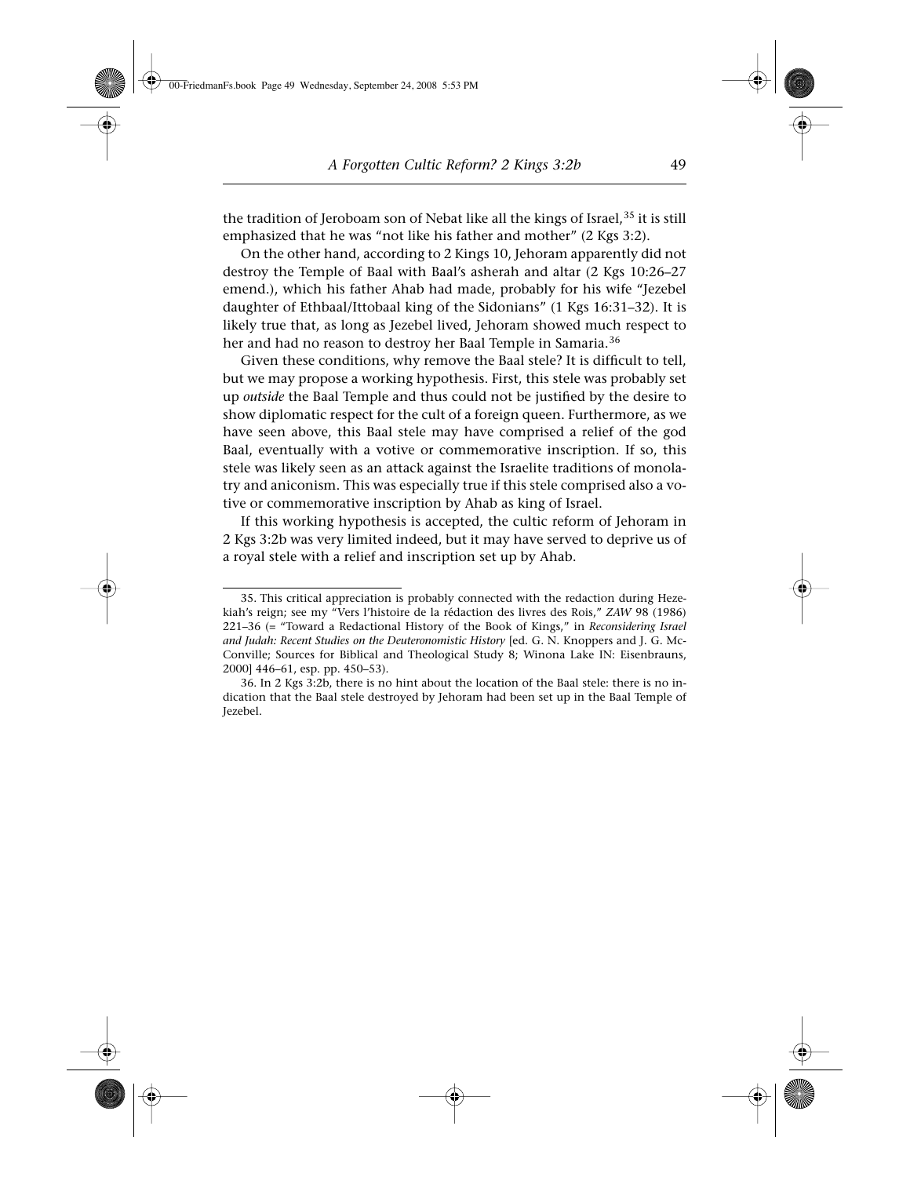the tradition of Jeroboam son of Nebat like all the kings of Israel,[35] it is still emphasized that he was "not like his father and mother" (2 Kgs 3:2).

On the other hand, according to 2 Kings 10, Jehoram apparently did not destroy the Temple of Baal with Baal's asherah and altar (2 Kgs 10:26–27 emend.), which his father Ahab had made, probably for his wife "Jezebel daughter of Ethbaal/Ittobaal king of the Sidonians" (1 Kgs 16:31–32). It is likely true that, as long as Jezebel lived, Jehoram showed much respect to her and had no reason to destroy her Baal Temple in Samaria.[36]

Given these conditions, why remove the Baal stele? It is difficult to tell, but we may propose a working hypothesis. First, this stele was probably set up *outside* the Baal Temple and thus could not be justified by the desire to show diplomatic respect for the cult of a foreign queen. Furthermore, as we have seen above, this Baal stele may have comprised a relief of the god Baal, eventually with a votive or commemorative inscription. If so, this stele was likely seen as an attack against the Israelite traditions of monolatry and aniconism. This was especially true if this stele comprised also a votive or commemorative inscription by Ahab as king of Israel.

If this working hypothesis is accepted, the cultic reform of Jehoram in 2 Kgs 3:2b was very limited indeed, but it may have served to deprive us of a royal stele with a relief and inscription set up by Ahab.

---

35. This critical appreciation is probably connected with the redaction during Hezekiah's reign; see my "Vers l'histoire de la rédaction des livres des Rois," *ZAW* 98 (1986) 221–36 (= "Toward a Redactional History of the Book of Kings," in *Reconsidering Israel and Judah: Recent Studies on the Deuteronomistic History* [ed. G. N. Knoppers and J. G. McConville; Sources for Biblical and Theological Study 8; Winona Lake IN: Eisenbrauns, 2000] 446–61, esp. pp. 450–53).

36. In 2 Kgs 3:2b, there is no hint about the location of the Baal stele: there is no indication that the Baal stele destroyed by Jehoram had been set up in the Baal Temple of Jezebel.